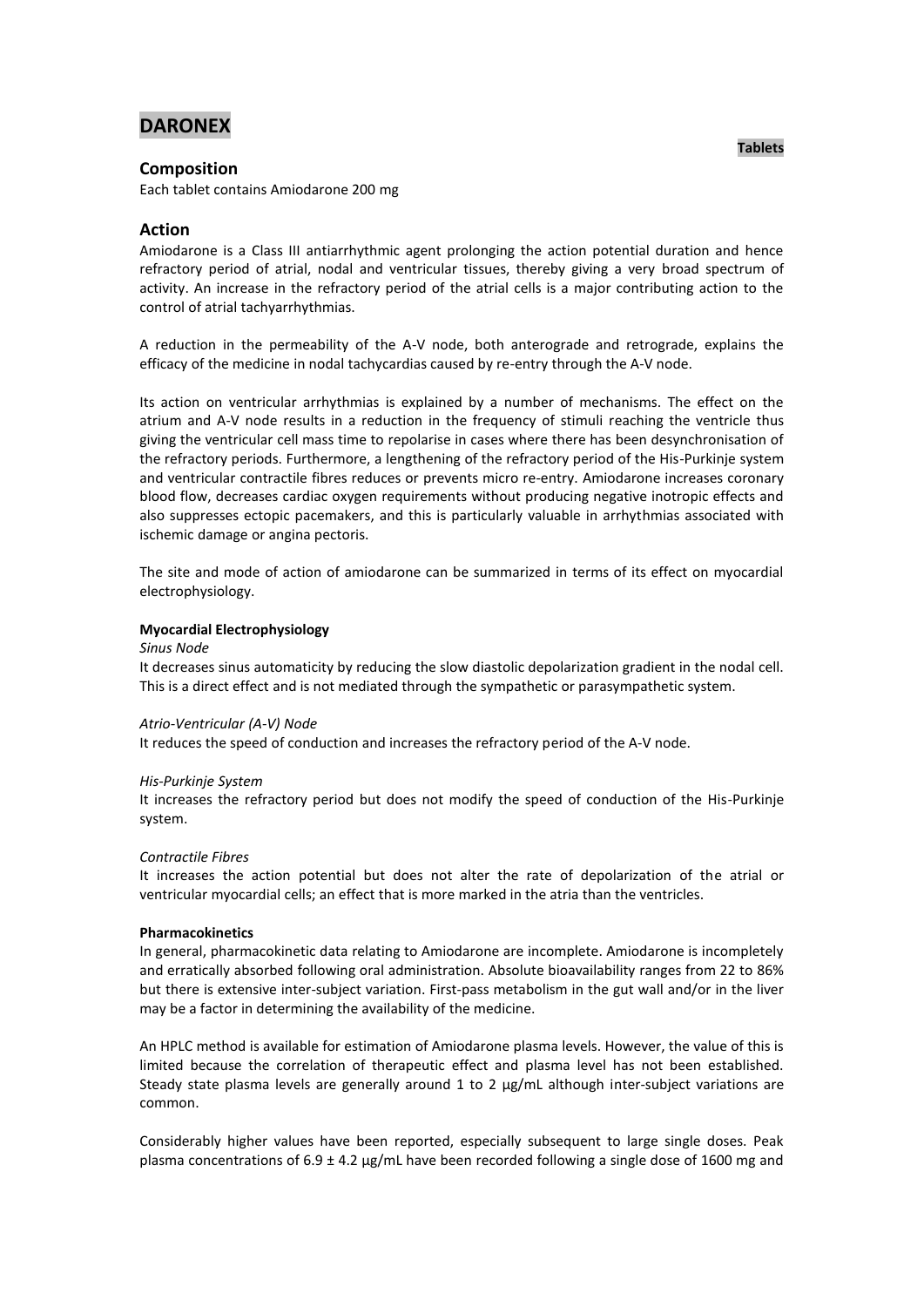# DARONEX

**Tablets**

## Composition

Each tablet contains Amiodarone 200 mg

## Action

Amiodarone is a Class III antiarrhythmic agent prolonging the action potential duration and hence refractory period of atrial, nodal and ventricular tissues, thereby giving a very broad spectrum of activity. An increase in the refractory period of the atrial cells is a major contributing action to the control of atrial tachyarrhythmias.

A reduction in the permeability of the A-V node, both anterograde and retrograde, explains the efficacy of the medicine in nodal tachycardias caused by re-entry through the A-V node.

Its action on ventricular arrhythmias is explained by a number of mechanisms. The effect on the atrium and A-V node results in a reduction in the frequency of stimuli reaching the ventricle thus giving the ventricular cell mass time to repolarise in cases where there has been desynchronisation of the refractory periods. Furthermore, a lengthening of the refractory period of the His-Purkinje system and ventricular contractile fibres reduces or prevents micro re-entry. Amiodarone increases coronary blood flow, decreases cardiac oxygen requirements without producing negative inotropic effects and also suppresses ectopic pacemakers, and this is particularly valuable in arrhythmias associated with ischemic damage or angina pectoris.

The site and mode of action of amiodarone can be summarized in terms of its effect on myocardial electrophysiology.

**Myocardial Electrophysiology**

*Sinus Node*

It decreases sinus automaticity by reducing the slow diastolic depolarization gradient in the nodal cell. This is a direct effect and is not mediated through the sympathetic or parasympathetic system.

*Atrio-Ventricular (A-V) Node*

It reduces the speed of conduction and increases the refractory period of the A-V node.

*His-Purkinje System*

It increases the refractory period but does not modify the speed of conduction of the His-Purkinje system.

*Contractile Fibres*

It increases the action potential but does not alter the rate of depolarization of the atrial or ventricular myocardial cells; an effect that is more marked in the atria than the ventricles.

**Pharmacokinetics**

In general, pharmacokinetic data relating to Amiodarone are incomplete. Amiodarone is incompletely and erratically absorbed following oral administration. Absolute bioavailability ranges from 22 to 86% but there is extensive inter-subject variation. First-pass metabolism in the gut wall and/or in the liver may be a factor in determining the availability of the medicine.

An HPLC method is available for estimation of Amiodarone plasma levels. However, the value of this is limited because the correlation of therapeutic effect and plasma level has not been established. Steady state plasma levels are generally around 1 to 2 µg/mL although inter-subject variations are common.

Considerably higher values have been reported, especially subsequent to large single doses. Peak plasma concentrations of 6.9 ± 4.2 µg/mL have been recorded following a single dose of 1600 mg and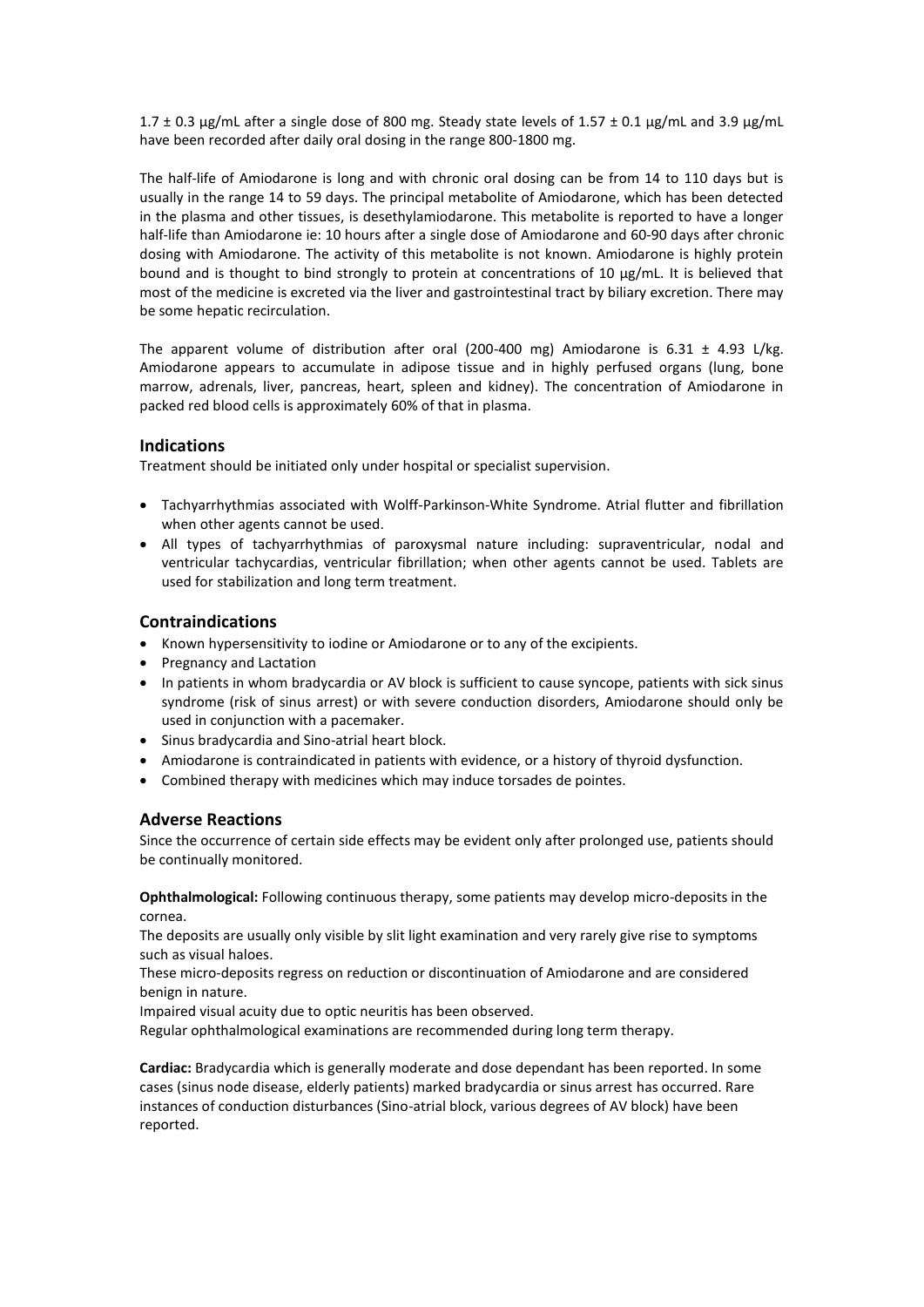1.7 ± 0.3 µg/mL after a single dose of 800 mg. Steady state levels of 1.57 ± 0.1 µg/mL and 3.9 µg/mL have been recorded after daily oral dosing in the range 800-1800 mg.

The half-life of Amiodarone is long and with chronic oral dosing can be from 14 to 110 days but is usually in the range 14 to 59 days. The principal metabolite of Amiodarone, which has been detected in the plasma and other tissues, is desethylamiodarone. This metabolite is reported to have a longer half-life than Amiodarone ie: 10 hours after a single dose of Amiodarone and 60-90 days after chronic dosing with Amiodarone. The activity of this metabolite is not known. Amiodarone is highly protein bound and is thought to bind strongly to protein at concentrations of 10 µg/mL. It is believed that most of the medicine is excreted via the liver and gastrointestinal tract by biliary excretion. There may be some hepatic recirculation.

The apparent volume of distribution after oral (200-400 mg) Amiodarone is 6.31 ± 4.93 L/kg. Amiodarone appears to accumulate in adipose tissue and in highly perfused organs (lung, bone marrow, adrenals, liver, pancreas, heart, spleen and kidney). The concentration of Amiodarone in packed red blood cells is approximately 60% of that in plasma.

## Indications

Treatment should be initiated only under hospital or specialist supervision.

- Tachyarrhythmias associated with Wolff-Parkinson-White Syndrome. Atrial flutter and fibrillation when other agents cannot be used.
- All types of tachyarrhythmias of paroxysmal nature including: supraventricular, nodal and ventricular tachycardias, ventricular fibrillation; when other agents cannot be used. Tablets are used for stabilization and long term treatment.

## Contraindications

- Known hypersensitivity to iodine or Amiodarone or to any of the excipients.
- Pregnancy and Lactation
- In patients in whom bradycardia or AV block is sufficient to cause syncope, patients with sick sinus syndrome (risk of sinus arrest) or with severe conduction disorders, Amiodarone should only be used in conjunction with a pacemaker.
- Sinus bradycardia and Sino-atrial heart block.
- Amiodarone is contraindicated in patients with evidence, or a history of thyroid dysfunction.
- Combined therapy with medicines which may induce torsades de pointes.

## Adverse Reactions

Since the occurrence of certain side effects may be evident only after prolonged use, patients should be continually monitored.

**Ophthalmological:** Following continuous therapy, some patients may develop micro-deposits in the cornea.

The deposits are usually only visible by slit light examination and very rarely give rise to symptoms such as visual haloes.

These micro-deposits regress on reduction or discontinuation of Amiodarone and are considered benign in nature.

Impaired visual acuity due to optic neuritis has been observed.

Regular ophthalmological examinations are recommended during long term therapy.

**Cardiac:** Bradycardia which is generally moderate and dose dependant has been reported. In some cases (sinus node disease, elderly patients) marked bradycardia or sinus arrest has occurred. Rare instances of conduction disturbances (Sino-atrial block, various degrees of AV block) have been reported.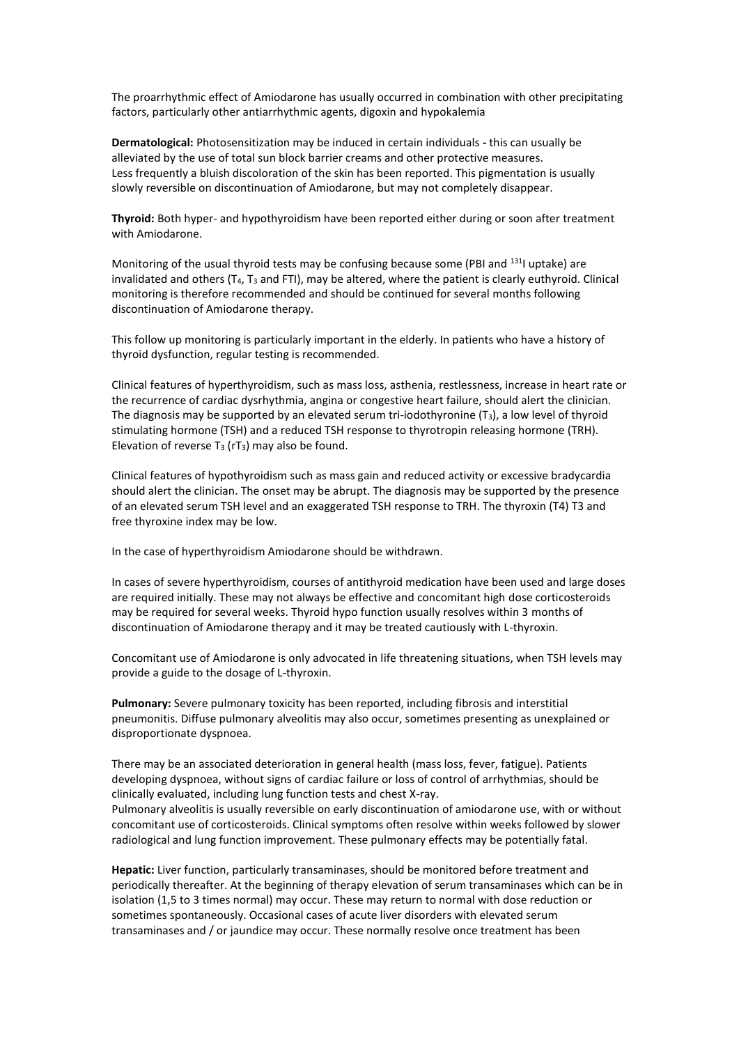The proarrhythmic effect of Amiodarone has usually occurred in combination with other precipitating factors, particularly other antiarrhythmic agents, digoxin and hypokalemia

**Dermatological:** Photosensitization may be induced in certain individuals **-** this can usually be alleviated by the use of total sun block barrier creams and other protective measures. Less frequently a bluish discoloration of the skin has been reported. This pigmentation is usually slowly reversible on discontinuation of Amiodarone, but may not completely disappear.

**Thyroid:** Both hyper- and hypothyroidism have been reported either during or soon after treatment with Amiodarone.

Monitoring of the usual thyroid tests may be confusing because some (PBI and $^{131}$I uptake) are invalidated and others ($T_4$, $T_3$ and FTI), may be altered, where the patient is clearly euthyroid. Clinical monitoring is therefore recommended and should be continued for several months following discontinuation of Amiodarone therapy.

This follow up monitoring is particularly important in the elderly. In patients who have a history of thyroid dysfunction, regular testing is recommended.

Clinical features of hyperthyroidism, such as mass loss, asthenia, restlessness, increase in heart rate or the recurrence of cardiac dysrhythmia, angina or congestive heart failure, should alert the clinician. The diagnosis may be supported by an elevated serum tri-iodothyronine ($T_3$), a low level of thyroid stimulating hormone (TSH) and a reduced TSH response to thyrotropin releasing hormone (TRH). Elevation of reverse $T_3$ ($rT_3$) may also be found.

Clinical features of hypothyroidism such as mass gain and reduced activity or excessive bradycardia should alert the clinician. The onset may be abrupt. The diagnosis may be supported by the presence of an elevated serum TSH level and an exaggerated TSH response to TRH. The thyroxin (T4) T3 and free thyroxine index may be low.

In the case of hyperthyroidism Amiodarone should be withdrawn.

In cases of severe hyperthyroidism, courses of antithyroid medication have been used and large doses are required initially. These may not always be effective and concomitant high dose corticosteroids may be required for several weeks. Thyroid hypo function usually resolves within 3 months of discontinuation of Amiodarone therapy and it may be treated cautiously with L-thyroxin.

Concomitant use of Amiodarone is only advocated in life threatening situations, when TSH levels may provide a guide to the dosage of L-thyroxin.

**Pulmonary:** Severe pulmonary toxicity has been reported, including fibrosis and interstitial pneumonitis. Diffuse pulmonary alveolitis may also occur, sometimes presenting as unexplained or disproportionate dyspnoea.

There may be an associated deterioration in general health (mass loss, fever, fatigue). Patients developing dyspnoea, without signs of cardiac failure or loss of control of arrhythmias, should be clinically evaluated, including lung function tests and chest X-ray.
Pulmonary alveolitis is usually reversible on early discontinuation of amiodarone use, with or without concomitant use of corticosteroids. Clinical symptoms often resolve within weeks followed by slower radiological and lung function improvement. These pulmonary effects may be potentially fatal.

**Hepatic:** Liver function, particularly transaminases, should be monitored before treatment and periodically thereafter. At the beginning of therapy elevation of serum transaminases which can be in isolation (1,5 to 3 times normal) may occur. These may return to normal with dose reduction or sometimes spontaneously. Occasional cases of acute liver disorders with elevated serum transaminases and / or jaundice may occur. These normally resolve once treatment has been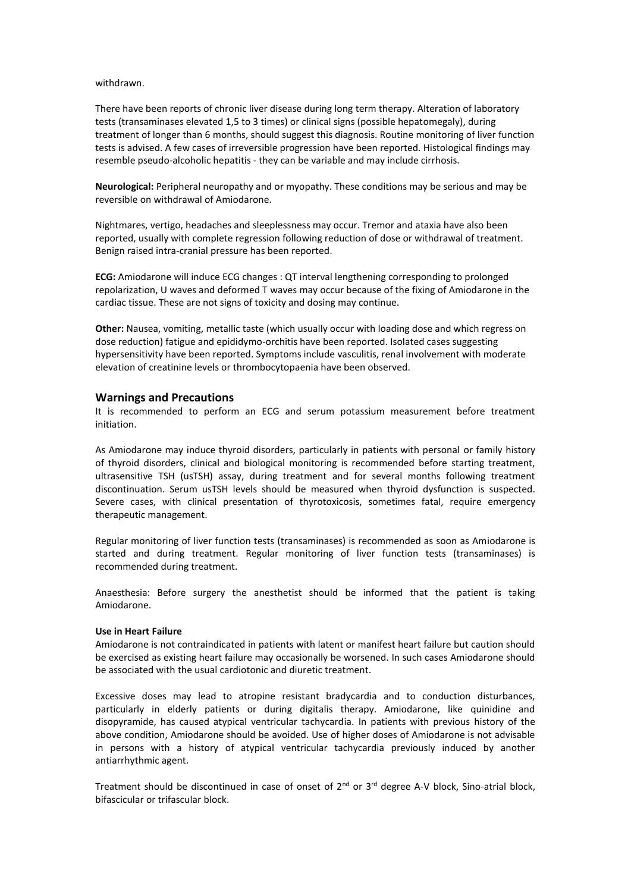withdrawn.

There have been reports of chronic liver disease during long term therapy. Alteration of laboratory tests (transaminases elevated 1,5 to 3 times) or clinical signs (possible hepatomegaly), during treatment of longer than 6 months, should suggest this diagnosis. Routine monitoring of liver function tests is advised. A few cases of irreversible progression have been reported. Histological findings may resemble pseudo-alcoholic hepatitis - they can be variable and may include cirrhosis.

**Neurological:** Peripheral neuropathy and or myopathy. These conditions may be serious and may be reversible on withdrawal of Amiodarone.

Nightmares, vertigo, headaches and sleeplessness may occur. Tremor and ataxia have also been reported, usually with complete regression following reduction of dose or withdrawal of treatment. Benign raised intra-cranial pressure has been reported.

**ECG:** Amiodarone will induce ECG changes : QT interval lengthening corresponding to prolonged repolarization, U waves and deformed T waves may occur because of the fixing of Amiodarone in the cardiac tissue. These are not signs of toxicity and dosing may continue.

**Other:** Nausea, vomiting, metallic taste (which usually occur with loading dose and which regress on dose reduction) fatigue and epididymo-orchitis have been reported. Isolated cases suggesting hypersensitivity have been reported. Symptoms include vasculitis, renal involvement with moderate elevation of creatinine levels or thrombocytopaenia have been observed.

## Warnings and Precautions

It is recommended to perform an ECG and serum potassium measurement before treatment initiation.

As Amiodarone may induce thyroid disorders, particularly in patients with personal or family history of thyroid disorders, clinical and biological monitoring is recommended before starting treatment, ultrasensitive TSH (usTSH) assay, during treatment and for several months following treatment discontinuation. Serum usTSH levels should be measured when thyroid dysfunction is suspected. Severe cases, with clinical presentation of thyrotoxicosis, sometimes fatal, require emergency therapeutic management.

Regular monitoring of liver function tests (transaminases) is recommended as soon as Amiodarone is started and during treatment. Regular monitoring of liver function tests (transaminases) is recommended during treatment.

Anaesthesia: Before surgery the anesthetist should be informed that the patient is taking Amiodarone.

#### Use in Heart Failure

Amiodarone is not contraindicated in patients with latent or manifest heart failure but caution should be exercised as existing heart failure may occasionally be worsened. In such cases Amiodarone should be associated with the usual cardiotonic and diuretic treatment.

Excessive doses may lead to atropine resistant bradycardia and to conduction disturbances, particularly in elderly patients or during digitalis therapy. Amiodarone, like quinidine and disopyramide, has caused atypical ventricular tachycardia. In patients with previous history of the above condition, Amiodarone should be avoided. Use of higher doses of Amiodarone is not advisable in persons with a history of atypical ventricular tachycardia previously induced by another antiarrhythmic agent.

Treatment should be discontinued in case of onset of 2nd or 3rd degree A-V block, Sino-atrial block, bifascicular or trifascular block.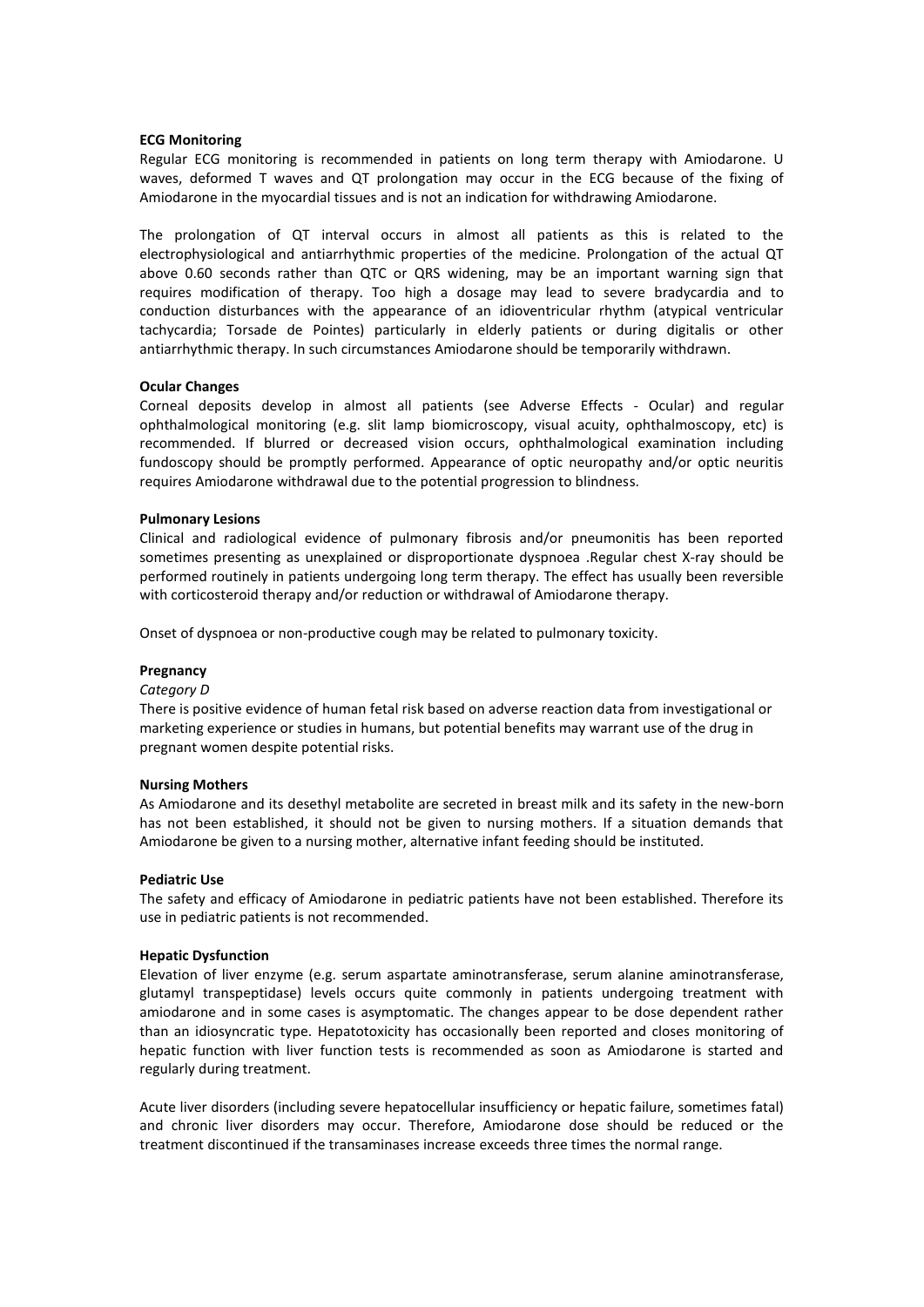**ECG Monitoring**

Regular ECG monitoring is recommended in patients on long term therapy with Amiodarone. U waves, deformed T waves and QT prolongation may occur in the ECG because of the fixing of Amiodarone in the myocardial tissues and is not an indication for withdrawing Amiodarone.

The prolongation of QT interval occurs in almost all patients as this is related to the electrophysiological and antiarrhythmic properties of the medicine. Prolongation of the actual QT above 0.60 seconds rather than QTC or QRS widening, may be an important warning sign that requires modification of therapy. Too high a dosage may lead to severe bradycardia and to conduction disturbances with the appearance of an idioventricular rhythm (atypical ventricular tachycardia; Torsade de Pointes) particularly in elderly patients or during digitalis or other antiarrhythmic therapy. In such circumstances Amiodarone should be temporarily withdrawn.

**Ocular Changes**

Corneal deposits develop in almost all patients (see Adverse Effects - Ocular) and regular ophthalmological monitoring (e.g. slit lamp biomicroscopy, visual acuity, ophthalmoscopy, etc) is recommended. If blurred or decreased vision occurs, ophthalmological examination including fundoscopy should be promptly performed. Appearance of optic neuropathy and/or optic neuritis requires Amiodarone withdrawal due to the potential progression to blindness.

**Pulmonary Lesions**

Clinical and radiological evidence of pulmonary fibrosis and/or pneumonitis has been reported sometimes presenting as unexplained or disproportionate dyspnoea .Regular chest X-ray should be performed routinely in patients undergoing long term therapy. The effect has usually been reversible with corticosteroid therapy and/or reduction or withdrawal of Amiodarone therapy.

Onset of dyspnoea or non-productive cough may be related to pulmonary toxicity.

**Pregnancy**

*Category D*

There is positive evidence of human fetal risk based on adverse reaction data from investigational or marketing experience or studies in humans, but potential benefits may warrant use of the drug in pregnant women despite potential risks.

**Nursing Mothers**

As Amiodarone and its desethyl metabolite are secreted in breast milk and its safety in the new-born has not been established, it should not be given to nursing mothers. If a situation demands that Amiodarone be given to a nursing mother, alternative infant feeding should be instituted.

**Pediatric Use**

The safety and efficacy of Amiodarone in pediatric patients have not been established. Therefore its use in pediatric patients is not recommended.

**Hepatic Dysfunction**

Elevation of liver enzyme (e.g. serum aspartate aminotransferase, serum alanine aminotransferase, glutamyl transpeptidase) levels occurs quite commonly in patients undergoing treatment with amiodarone and in some cases is asymptomatic. The changes appear to be dose dependent rather than an idiosyncratic type. Hepatotoxicity has occasionally been reported and closes monitoring of hepatic function with liver function tests is recommended as soon as Amiodarone is started and regularly during treatment.

Acute liver disorders (including severe hepatocellular insufficiency or hepatic failure, sometimes fatal) and chronic liver disorders may occur. Therefore, Amiodarone dose should be reduced or the treatment discontinued if the transaminases increase exceeds three times the normal range.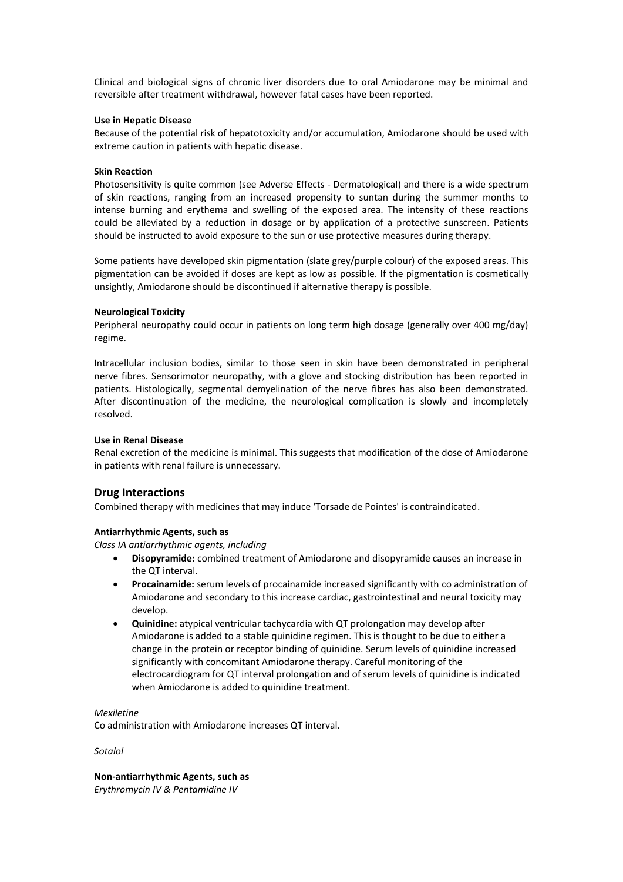Clinical and biological signs of chronic liver disorders due to oral Amiodarone may be minimal and reversible after treatment withdrawal, however fatal cases have been reported.

**Use in Hepatic Disease**

Because of the potential risk of hepatotoxicity and/or accumulation, Amiodarone should be used with extreme caution in patients with hepatic disease.

**Skin Reaction**

Photosensitivity is quite common (see Adverse Effects - Dermatological) and there is a wide spectrum of skin reactions, ranging from an increased propensity to suntan during the summer months to intense burning and erythema and swelling of the exposed area. The intensity of these reactions could be alleviated by a reduction in dosage or by application of a protective sunscreen. Patients should be instructed to avoid exposure to the sun or use protective measures during therapy.

Some patients have developed skin pigmentation (slate grey/purple colour) of the exposed areas. This pigmentation can be avoided if doses are kept as low as possible. If the pigmentation is cosmetically unsightly, Amiodarone should be discontinued if alternative therapy is possible.

**Neurological Toxicity**

Peripheral neuropathy could occur in patients on long term high dosage (generally over 400 mg/day) regime.

Intracellular inclusion bodies, similar to those seen in skin have been demonstrated in peripheral nerve fibres. Sensorimotor neuropathy, with a glove and stocking distribution has been reported in patients. Histologically, segmental demyelination of the nerve fibres has also been demonstrated. After discontinuation of the medicine, the neurological complication is slowly and incompletely resolved.

**Use in Renal Disease**

Renal excretion of the medicine is minimal. This suggests that modification of the dose of Amiodarone in patients with renal failure is unnecessary.

## Drug Interactions

Combined therapy with medicines that may induce 'Torsade de Pointes' is contraindicated.

**Antiarrhythmic Agents, such as**

*Class IA antiarrhythmic agents, including*

- **Disopyramide:** combined treatment of Amiodarone and disopyramide causes an increase in the QT interval.
- **Procainamide:** serum levels of procainamide increased significantly with co administration of Amiodarone and secondary to this increase cardiac, gastrointestinal and neural toxicity may develop.
- **Quinidine:** atypical ventricular tachycardia with QT prolongation may develop after Amiodarone is added to a stable quinidine regimen. This is thought to be due to either a change in the protein or receptor binding of quinidine. Serum levels of quinidine increased significantly with concomitant Amiodarone therapy. Careful monitoring of the electrocardiogram for QT interval prolongation and of serum levels of quinidine is indicated when Amiodarone is added to quinidine treatment.

*Mexiletine*

Co administration with Amiodarone increases QT interval.

*Sotalol*

**Non-antiarrhythmic Agents, such as**

*Erythromycin IV & Pentamidine IV*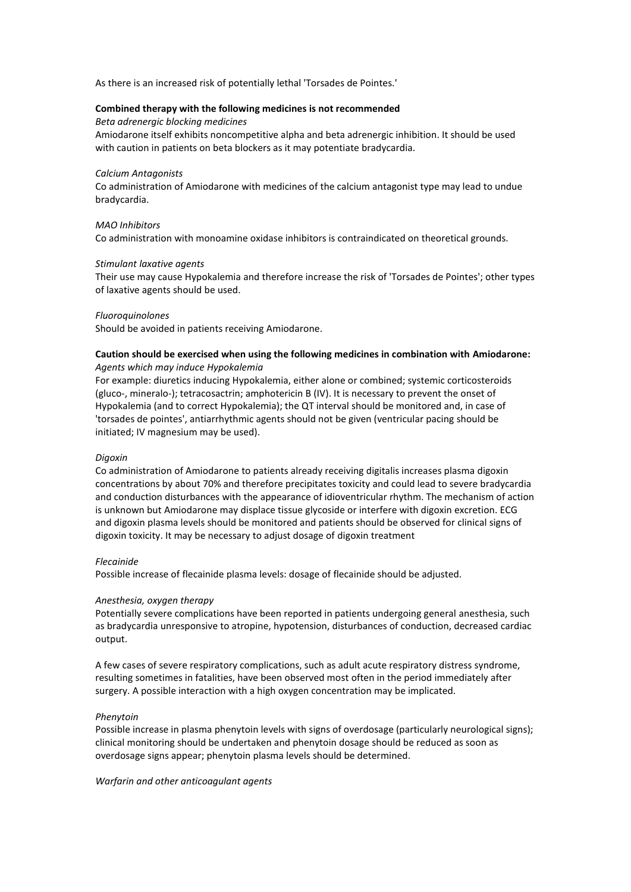As there is an increased risk of potentially lethal 'Torsades de Pointes.'

**Combined therapy with the following medicines is not recommended**

*Beta adrenergic blocking medicines*

Amiodarone itself exhibits noncompetitive alpha and beta adrenergic inhibition. It should be used with caution in patients on beta blockers as it may potentiate bradycardia.

*Calcium Antagonists*

Co administration of Amiodarone with medicines of the calcium antagonist type may lead to undue bradycardia.

*MAO Inhibitors*

Co administration with monoamine oxidase inhibitors is contraindicated on theoretical grounds.

*Stimulant laxative agents*

Their use may cause Hypokalemia and therefore increase the risk of 'Torsades de Pointes'; other types of laxative agents should be used.

*Fluoroquinolones*

Should be avoided in patients receiving Amiodarone.

**Caution should be exercised when using the following medicines in combination with Amiodarone:**

*Agents which may induce Hypokalemia*

For example: diuretics inducing Hypokalemia, either alone or combined; systemic corticosteroids (gluco-, mineralo-); tetracosactrin; amphotericin B (IV). It is necessary to prevent the onset of Hypokalemia (and to correct Hypokalemia); the QT interval should be monitored and, in case of 'torsades de pointes', antiarrhythmic agents should not be given (ventricular pacing should be initiated; IV magnesium may be used).

*Digoxin*

Co administration of Amiodarone to patients already receiving digitalis increases plasma digoxin concentrations by about 70% and therefore precipitates toxicity and could lead to severe bradycardia and conduction disturbances with the appearance of idioventricular rhythm. The mechanism of action is unknown but Amiodarone may displace tissue glycoside or interfere with digoxin excretion. ECG and digoxin plasma levels should be monitored and patients should be observed for clinical signs of digoxin toxicity. It may be necessary to adjust dosage of digoxin treatment

*Flecainide*

Possible increase of flecainide plasma levels: dosage of flecainide should be adjusted.

*Anesthesia, oxygen therapy*

Potentially severe complications have been reported in patients undergoing general anesthesia, such as bradycardia unresponsive to atropine, hypotension, disturbances of conduction, decreased cardiac output.

A few cases of severe respiratory complications, such as adult acute respiratory distress syndrome, resulting sometimes in fatalities, have been observed most often in the period immediately after surgery. A possible interaction with a high oxygen concentration may be implicated.

*Phenytoin*

Possible increase in plasma phenytoin levels with signs of overdosage (particularly neurological signs); clinical monitoring should be undertaken and phenytoin dosage should be reduced as soon as overdosage signs appear; phenytoin plasma levels should be determined.

*Warfarin and other anticoagulant agents*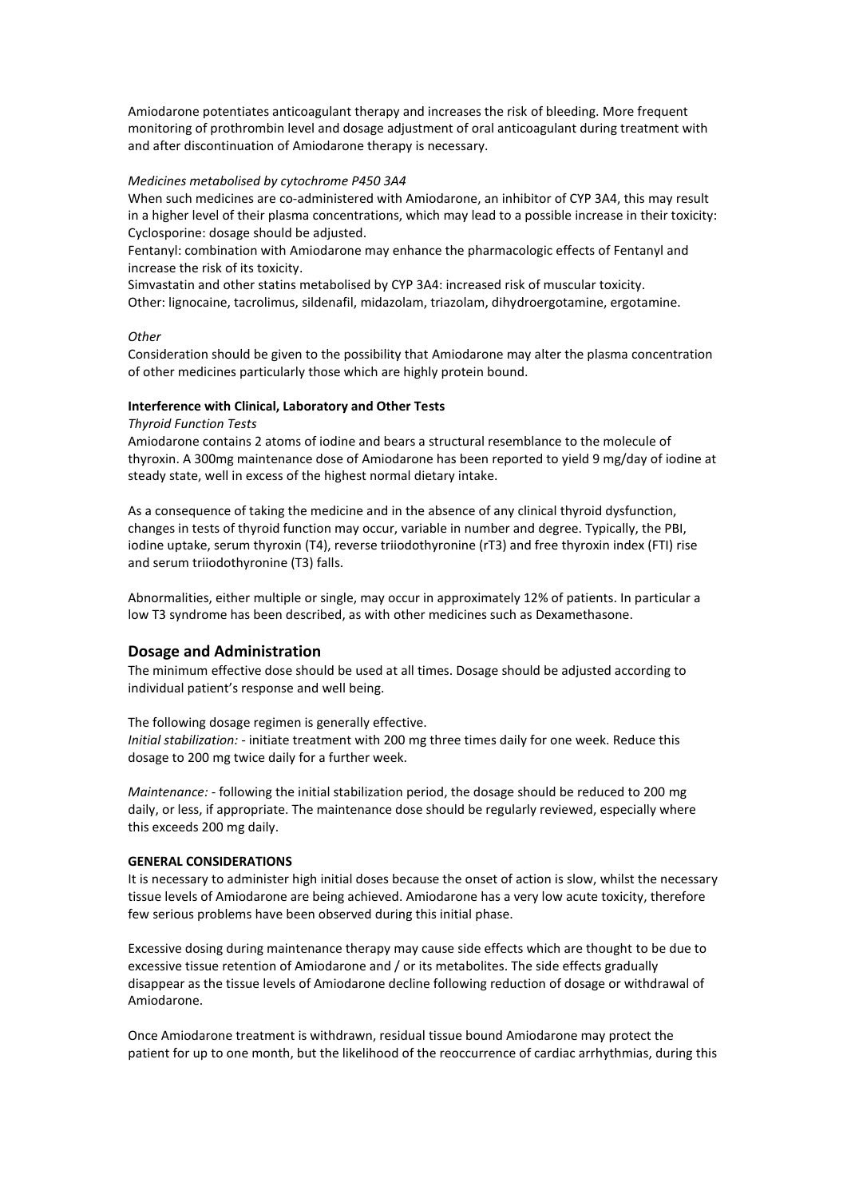Amiodarone potentiates anticoagulant therapy and increases the risk of bleeding. More frequent monitoring of prothrombin level and dosage adjustment of oral anticoagulant during treatment with and after discontinuation of Amiodarone therapy is necessary.

*Medicines metabolised by cytochrome P450 3A4*

When such medicines are co-administered with Amiodarone, an inhibitor of CYP 3A4, this may result in a higher level of their plasma concentrations, which may lead to a possible increase in their toxicity:
Cyclosporine: dosage should be adjusted.
Fentanyl: combination with Amiodarone may enhance the pharmacologic effects of Fentanyl and increase the risk of its toxicity.
Simvastatin and other statins metabolised by CYP 3A4: increased risk of muscular toxicity.
Other: lignocaine, tacrolimus, sildenafil, midazolam, triazolam, dihydroergotamine, ergotamine.

*Other*

Consideration should be given to the possibility that Amiodarone may alter the plasma concentration of other medicines particularly those which are highly protein bound.

**Interference with Clinical, Laboratory and Other Tests**

*Thyroid Function Tests*

Amiodarone contains 2 atoms of iodine and bears a structural resemblance to the molecule of thyroxin. A 300mg maintenance dose of Amiodarone has been reported to yield 9 mg/day of iodine at steady state, well in excess of the highest normal dietary intake.

As a consequence of taking the medicine and in the absence of any clinical thyroid dysfunction, changes in tests of thyroid function may occur, variable in number and degree. Typically, the PBI, iodine uptake, serum thyroxin (T4), reverse triiodothyronine (rT3) and free thyroxin index (FTI) rise and serum triiodothyronine (T3) falls.

Abnormalities, either multiple or single, may occur in approximately 12% of patients. In particular a low T3 syndrome has been described, as with other medicines such as Dexamethasone.

## Dosage and Administration

The minimum effective dose should be used at all times. Dosage should be adjusted according to individual patient's response and well being.

The following dosage regimen is generally effective.
*Initial stabilization:* - initiate treatment with 200 mg three times daily for one week. Reduce this dosage to 200 mg twice daily for a further week.

*Maintenance:* - following the initial stabilization period, the dosage should be reduced to 200 mg daily, or less, if appropriate. The maintenance dose should be regularly reviewed, especially where this exceeds 200 mg daily.

**GENERAL CONSIDERATIONS**

It is necessary to administer high initial doses because the onset of action is slow, whilst the necessary tissue levels of Amiodarone are being achieved. Amiodarone has a very low acute toxicity, therefore few serious problems have been observed during this initial phase.

Excessive dosing during maintenance therapy may cause side effects which are thought to be due to excessive tissue retention of Amiodarone and / or its metabolites. The side effects gradually disappear as the tissue levels of Amiodarone decline following reduction of dosage or withdrawal of Amiodarone.

Once Amiodarone treatment is withdrawn, residual tissue bound Amiodarone may protect the patient for up to one month, but the likelihood of the reoccurrence of cardiac arrhythmias, during this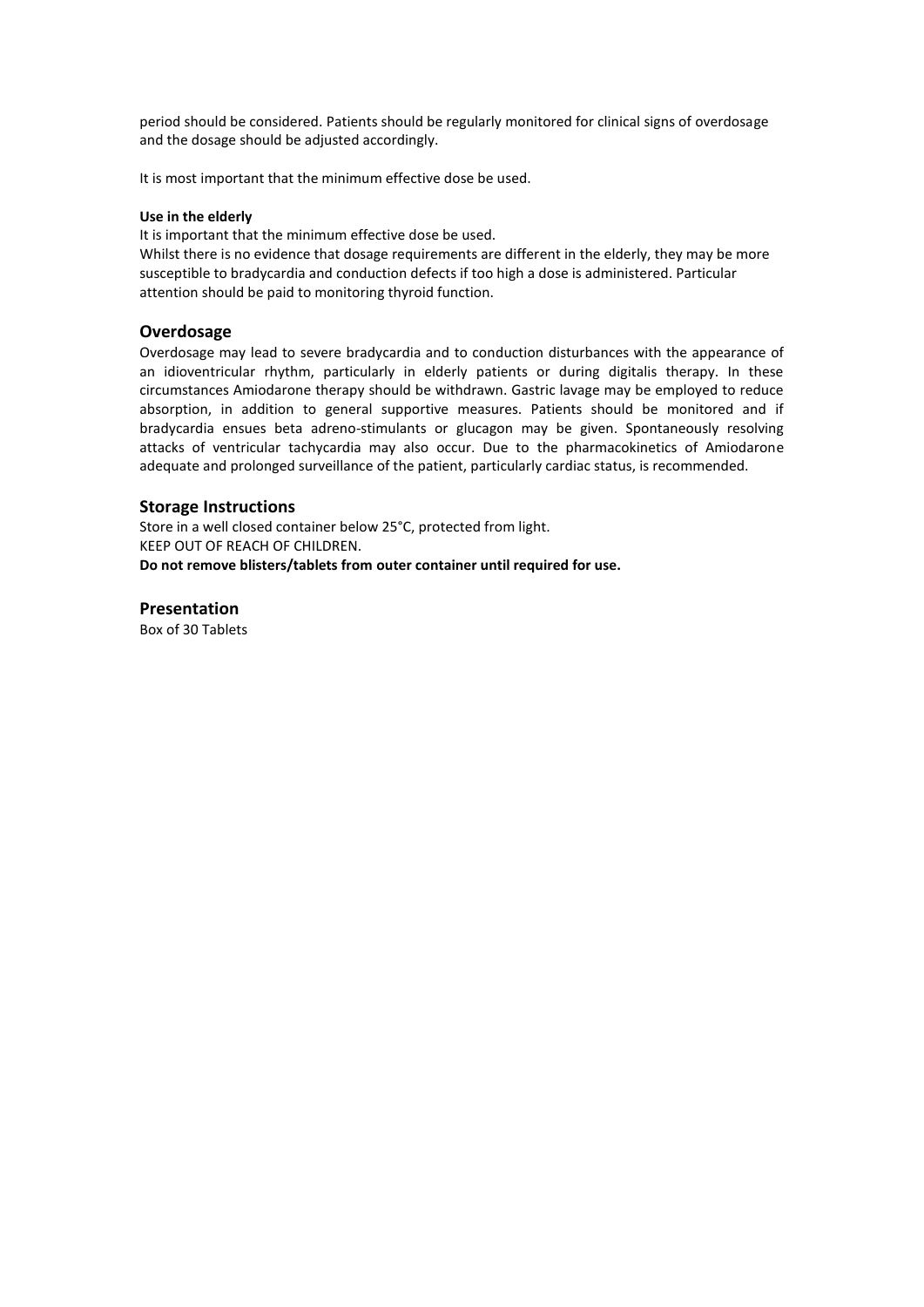period should be considered. Patients should be regularly monitored for clinical signs of overdosage and the dosage should be adjusted accordingly.

It is most important that the minimum effective dose be used.

#### Use in the elderly

It is important that the minimum effective dose be used.
Whilst there is no evidence that dosage requirements are different in the elderly, they may be more susceptible to bradycardia and conduction defects if too high a dose is administered. Particular attention should be paid to monitoring thyroid function.

## Overdosage

Overdosage may lead to severe bradycardia and to conduction disturbances with the appearance of an idioventricular rhythm, particularly in elderly patients or during digitalis therapy. In these circumstances Amiodarone therapy should be withdrawn. Gastric lavage may be employed to reduce absorption, in addition to general supportive measures. Patients should be monitored and if bradycardia ensues beta adreno-stimulants or glucagon may be given. Spontaneously resolving attacks of ventricular tachycardia may also occur. Due to the pharmacokinetics of Amiodarone adequate and prolonged surveillance of the patient, particularly cardiac status, is recommended.

## Storage Instructions

Store in a well closed container below 25°C, protected from light.
KEEP OUT OF REACH OF CHILDREN.
**Do not remove blisters/tablets from outer container until required for use.**

## Presentation

Box of 30 Tablets